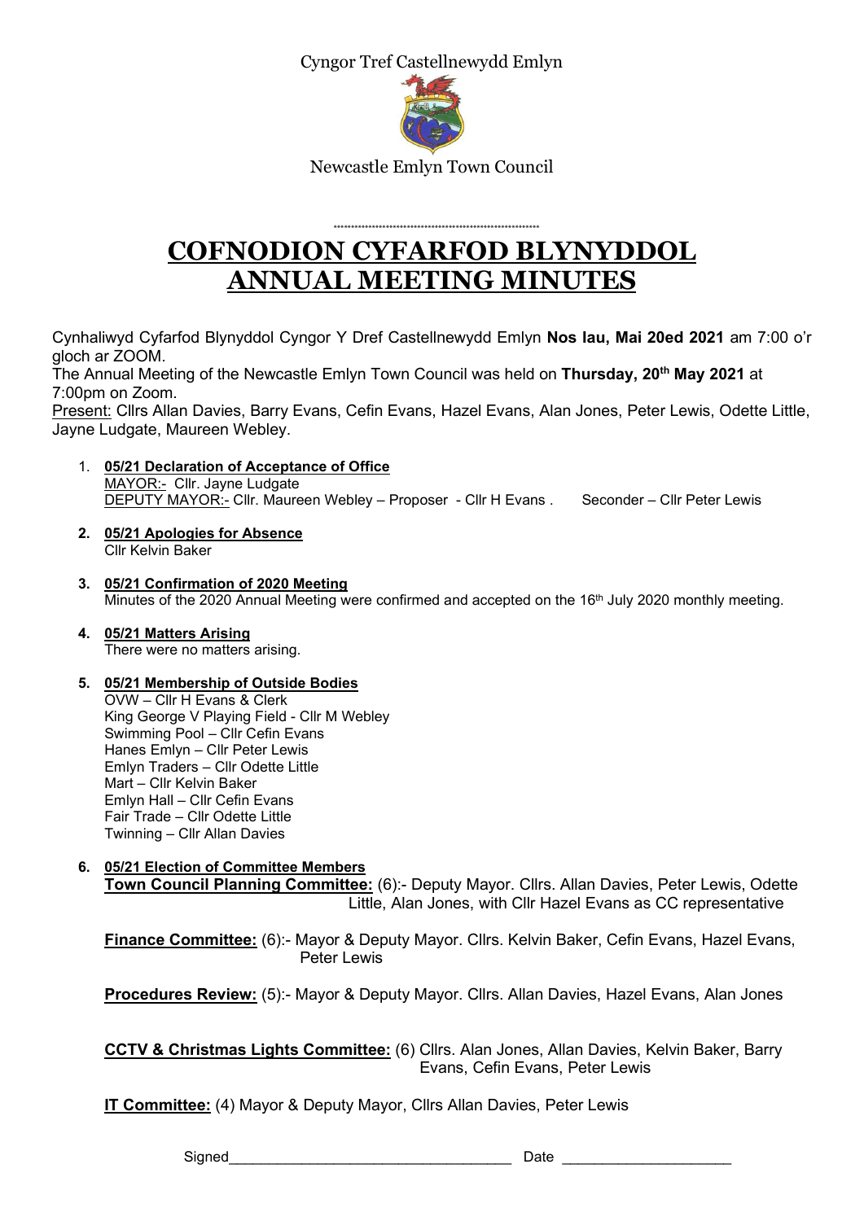Cyngor Tref Castellnewydd Emlyn

Newcastle Emlyn Town Council

# COFNODION CYFARFOD BLYNYDDOL
# ANNUAL MEETING MINUTES

Cynhaliwyd Cyfarfod Blynyddol Cyngor Y Dref Castellnewydd Emlyn **Nos Iau, Mai 20ed 2021** am 7:00 o'r gloch ar ZOOM.

The Annual Meeting of the Newcastle Emlyn Town Council was held on **Thursday, 20th May 2021** at 7:00pm on Zoom.

Present: Cllrs Allan Davies, Barry Evans, Cefin Evans, Hazel Evans, Alan Jones, Peter Lewis, Odette Little, Jayne Ludgate, Maureen Webley.

1. **05/21 Declaration of Acceptance of Office**
   MAYOR:- Cllr. Jayne Ludgate
   DEPUTY MAYOR:- Cllr. Maureen Webley – Proposer - Cllr H Evans . Seconder – Cllr Peter Lewis

2. **05/21 Apologies for Absence**
   Cllr Kelvin Baker

3. **05/21 Confirmation of 2020 Meeting**
   Minutes of the 2020 Annual Meeting were confirmed and accepted on the 16th July 2020 monthly meeting.

4. **05/21 Matters Arising**
   There were no matters arising.

5. **05/21 Membership of Outside Bodies**
   OVW – Cllr H Evans & Clerk
   King George V Playing Field - Cllr M Webley
   Swimming Pool – Cllr Cefin Evans
   Hanes Emlyn – Cllr Peter Lewis
   Emlyn Traders – Cllr Odette Little
   Mart – Cllr Kelvin Baker
   Emlyn Hall – Cllr Cefin Evans
   Fair Trade – Cllr Odette Little
   Twinning – Cllr Allan Davies

6. **05/21 Election of Committee Members**
   **Town Council Planning Committee:** (6):- Deputy Mayor. Cllrs. Allan Davies, Peter Lewis, Odette Little, Alan Jones, with Cllr Hazel Evans as CC representative

   **Finance Committee:** (6):- Mayor & Deputy Mayor. Cllrs. Kelvin Baker, Cefin Evans, Hazel Evans, Peter Lewis

   **Procedures Review:** (5):- Mayor & Deputy Mayor. Cllrs. Allan Davies, Hazel Evans, Alan Jones

   **CCTV & Christmas Lights Committee:** (6) Cllrs. Alan Jones, Allan Davies, Kelvin Baker, Barry Evans, Cefin Evans, Peter Lewis

   **IT Committee:** (4) Mayor & Deputy Mayor, Cllrs Allan Davies, Peter Lewis

Signed\_\_\_\_\_\_\_\_\_\_\_\_\_\_\_\_\_\_\_\_\_\_\_\_\_\_\_\_\_\_\_\_\_\_\_ Date \_\_\_\_\_\_\_\_\_\_\_\_\_\_\_\_\_\_\_\_\_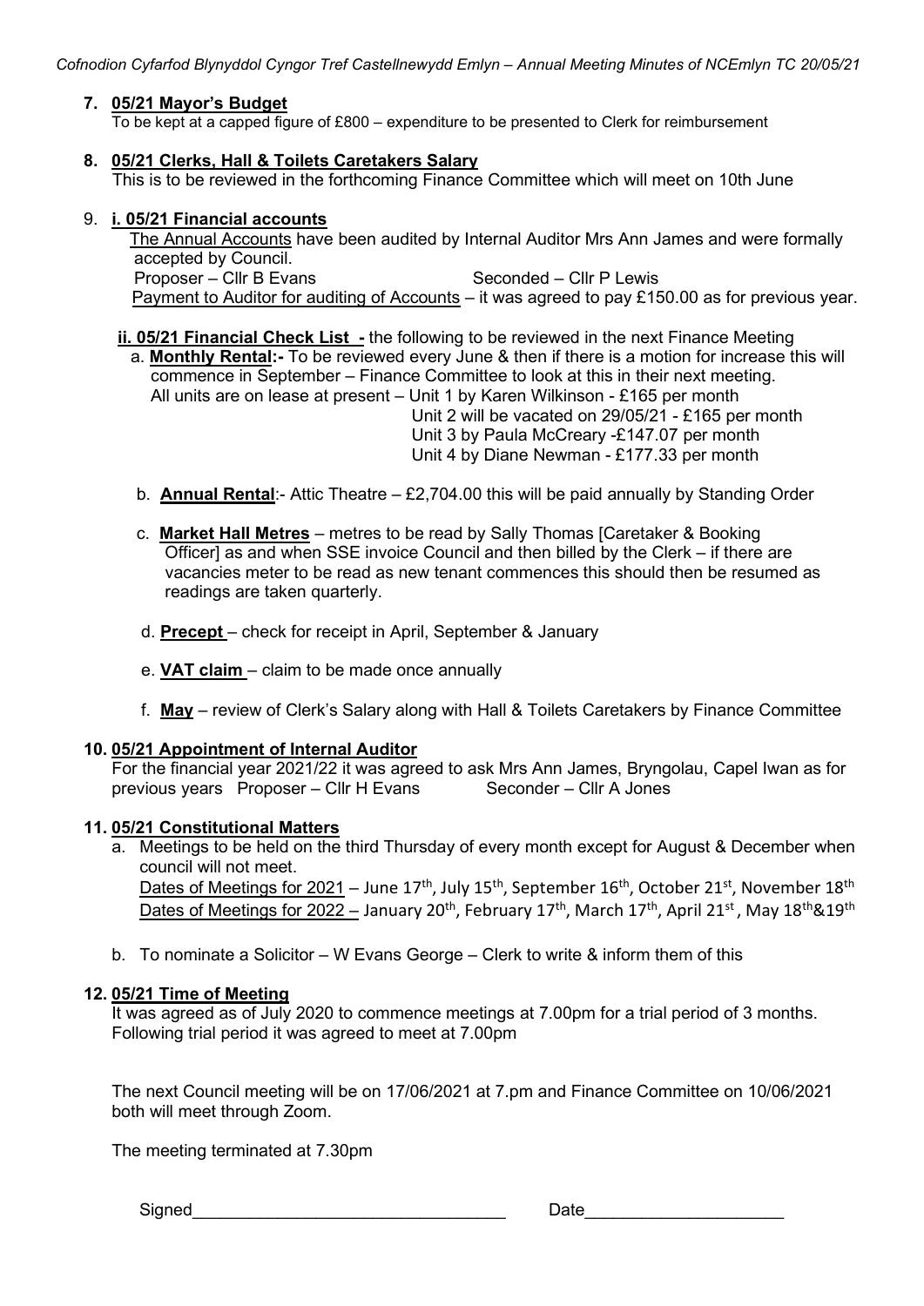**7. 05/21 Mayor's Budget**

To be kept at a capped figure of £800 – expenditure to be presented to Clerk for reimbursement

**8. 05/21 Clerks, Hall & Toilets Caretakers Salary**

This is to be reviewed in the forthcoming Finance Committee which will meet on 10th June

9. **i. 05/21 Financial accounts**

The Annual Accounts have been audited by Internal Auditor Mrs Ann James and were formally accepted by Council.

Proposer – Cllr B Evans Seconded – Cllr P Lewis

Payment to Auditor for auditing of Accounts – it was agreed to pay £150.00 as for previous year.

**ii. 05/21 Financial Check List -** the following to be reviewed in the next Finance Meeting

a. **Monthly Rental:-** To be reviewed every June & then if there is a motion for increase this will commence in September – Finance Committee to look at this in their next meeting.
All units are on lease at present – Unit 1 by Karen Wilkinson - £165 per month
Unit 2 will be vacated on 29/05/21 - £165 per month
Unit 3 by Paula McCreary -£147.07 per month
Unit 4 by Diane Newman - £177.33 per month

b. **Annual Rental**:- Attic Theatre – £2,704.00 this will be paid annually by Standing Order

c. **Market Hall Metres** – metres to be read by Sally Thomas [Caretaker & Booking Officer] as and when SSE invoice Council and then billed by the Clerk – if there are vacancies meter to be read as new tenant commences this should then be resumed as readings are taken quarterly.

d. **Precept** – check for receipt in April, September & January

e. **VAT claim** – claim to be made once annually

f. **May** – review of Clerk's Salary along with Hall & Toilets Caretakers by Finance Committee

**10. 05/21 Appointment of Internal Auditor**

For the financial year 2021/22 it was agreed to ask Mrs Ann James, Bryngolau, Capel Iwan as for previous years Proposer – Cllr H Evans Seconder – Cllr A Jones

**11. 05/21 Constitutional Matters**

a. Meetings to be held on the third Thursday of every month except for August & December when council will not meet.
Dates of Meetings for 2021 – June 17th, July 15th, September 16th, October 21st, November 18th
Dates of Meetings for 2022 – January 20th, February 17th, March 17th, April 21st, May 18th&19th

b. To nominate a Solicitor – W Evans George – Clerk to write & inform them of this

**12. 05/21 Time of Meeting**

It was agreed as of July 2020 to commence meetings at 7.00pm for a trial period of 3 months. Following trial period it was agreed to meet at 7.00pm

The next Council meeting will be on 17/06/2021 at 7.pm and Finance Committee on 10/06/2021 both will meet through Zoom.

The meeting terminated at 7.30pm

Signed________________________________ Date____________________